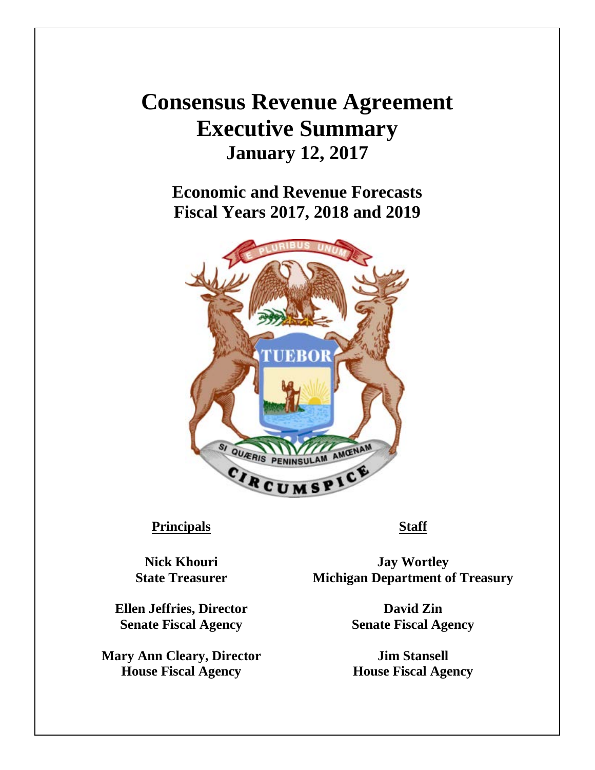# Consensus Revenue Agreement Executive Summary

## January 12, 2017

## Economic and Revenue Forecasts Fiscal Years 2017, 2018 and 2019

| Principals | Staff |
| --- | --- |
| **Nick Khouri**<br>**State Treasurer** | **Jay Wortley**<br>**Michigan Department of Treasury** |
| **Ellen Jeffries, Director**<br>**Senate Fiscal Agency** | **David Zin**<br>**Senate Fiscal Agency** |
| **Mary Ann Cleary, Director**<br>**House Fiscal Agency** | **Jim Stansell**<br>**House Fiscal Agency** |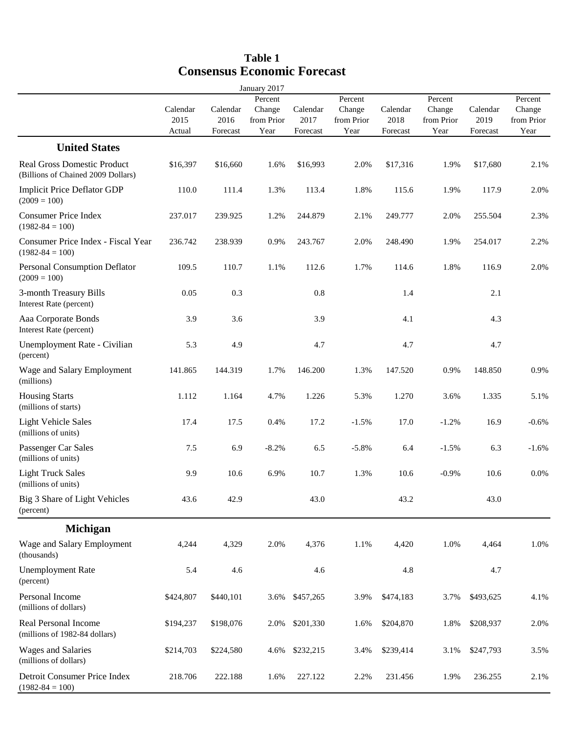# Table 1
# Consensus Economic Forecast

January 2017

| | Calendar 2015 Actual | Calendar 2016 Forecast | Percent Change from Prior Year | Calendar 2017 Forecast | Percent Change from Prior Year | Calendar 2018 Forecast | Percent Change from Prior Year | Calendar 2019 Forecast | Percent Change from Prior Year |
|---|---|---|---|---|---|---|---|---|---|
| **United States** | | | | | | | | | |
| Real Gross Domestic Product (Billions of Chained 2009 Dollars) | $16,397 | $16,660 | 1.6% | $16,993 | 2.0% | $17,316 | 1.9% | $17,680 | 2.1% |
| Implicit Price Deflator GDP (2009 = 100) | 110.0 | 111.4 | 1.3% | 113.4 | 1.8% | 115.6 | 1.9% | 117.9 | 2.0% |
| Consumer Price Index (1982-84 = 100) | 237.017 | 239.925 | 1.2% | 244.879 | 2.1% | 249.777 | 2.0% | 255.504 | 2.3% |
| Consumer Price Index - Fiscal Year (1982-84 = 100) | 236.742 | 238.939 | 0.9% | 243.767 | 2.0% | 248.490 | 1.9% | 254.017 | 2.2% |
| Personal Consumption Deflator (2009 = 100) | 109.5 | 110.7 | 1.1% | 112.6 | 1.7% | 114.6 | 1.8% | 116.9 | 2.0% |
| 3-month Treasury Bills Interest Rate (percent) | 0.05 | 0.3 | | 0.8 | | 1.4 | | 2.1 | |
| Aaa Corporate Bonds Interest Rate (percent) | 3.9 | 3.6 | | 3.9 | | 4.1 | | 4.3 | |
| Unemployment Rate - Civilian (percent) | 5.3 | 4.9 | | 4.7 | | 4.7 | | 4.7 | |
| Wage and Salary Employment (millions) | 141.865 | 144.319 | 1.7% | 146.200 | 1.3% | 147.520 | 0.9% | 148.850 | 0.9% |
| Housing Starts (millions of starts) | 1.112 | 1.164 | 4.7% | 1.226 | 5.3% | 1.270 | 3.6% | 1.335 | 5.1% |
| Light Vehicle Sales (millions of units) | 17.4 | 17.5 | 0.4% | 17.2 | -1.5% | 17.0 | -1.2% | 16.9 | -0.6% |
| Passenger Car Sales (millions of units) | 7.5 | 6.9 | -8.2% | 6.5 | -5.8% | 6.4 | -1.5% | 6.3 | -1.6% |
| Light Truck Sales (millions of units) | 9.9 | 10.6 | 6.9% | 10.7 | 1.3% | 10.6 | -0.9% | 10.6 | 0.0% |
| Big 3 Share of Light Vehicles (percent) | 43.6 | 42.9 | | 43.0 | | 43.2 | | 43.0 | |
| **Michigan** | | | | | | | | | |
| Wage and Salary Employment (thousands) | 4,244 | 4,329 | 2.0% | 4,376 | 1.1% | 4,420 | 1.0% | 4,464 | 1.0% |
| Unemployment Rate (percent) | 5.4 | 4.6 | | 4.6 | | 4.8 | | 4.7 | |
| Personal Income (millions of dollars) | $424,807 | $440,101 | 3.6% | $457,265 | 3.9% | $474,183 | 3.7% | $493,625 | 4.1% |
| Real Personal Income (millions of 1982-84 dollars) | $194,237 | $198,076 | 2.0% | $201,330 | 1.6% | $204,870 | 1.8% | $208,937 | 2.0% |
| Wages and Salaries (millions of dollars) | $214,703 | $224,580 | 4.6% | $232,215 | 3.4% | $239,414 | 3.1% | $247,793 | 3.5% |
| Detroit Consumer Price Index (1982-84 = 100) | 218.706 | 222.188 | 1.6% | 227.122 | 2.2% | 231.456 | 1.9% | 236.255 | 2.1% |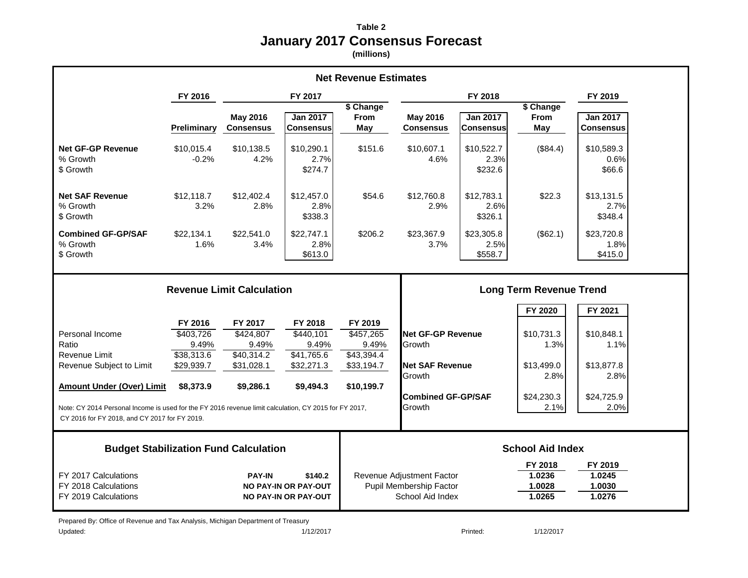**Table 2**

# January 2017 Consensus Forecast

**(millions)**

## Net Revenue Estimates

| | FY 2016 | FY 2017 | | | FY 2018 | | | FY 2019 |
|---|---|---|---|---|---|---|---|---|
| | Preliminary | May 2016 Consensus | Jan 2017 Consensus | $ Change From May | May 2016 Consensus | Jan 2017 Consensus | $ Change From May | Jan 2017 Consensus |
| **Net GF-GP Revenue** | $10,015.4 | $10,138.5 | $10,290.1 | $151.6 | $10,607.1 | $10,522.7 | ($84.4) | $10,589.3 |
| % Growth | -0.2% | 4.2% | 2.7% | | 4.6% | 2.3% | | 0.6% |
| $ Growth | | | $274.7 | | | $232.6 | | $66.6 |
| **Net SAF Revenue** | $12,118.7 | $12,402.4 | $12,457.0 | $54.6 | $12,760.8 | $12,783.1 | $22.3 | $13,131.5 |
| % Growth | 3.2% | 2.8% | 2.8% | | 2.9% | 2.6% | | 2.7% |
| $ Growth | | | $338.3 | | | $326.1 | | $348.4 |
| **Combined GF-GP/SAF** | $22,134.1 | $22,541.0 | $22,747.1 | $206.2 | $23,367.9 | $23,305.8 | ($62.1) | $23,720.8 |
| % Growth | 1.6% | 3.4% | 2.8% | | 3.7% | 2.5% | | 1.8% |
| $ Growth | | | $613.0 | | | $558.7 | | $415.0 |

## Revenue Limit Calculation

| | FY 2016 | FY 2017 | FY 2018 | FY 2019 |
|---|---|---|---|---|
| Personal Income | $403,726 | $424,807 | $440,101 | $457,265 |
| Ratio | 9.49% | 9.49% | 9.49% | 9.49% |
| Revenue Limit | $38,313.6 | $40,314.2 | $41,765.6 | $43,394.4 |
| Revenue Subject to Limit | $29,939.7 | $31,028.1 | $32,271.3 | $33,194.7 |
| **Amount Under (Over) Limit** | **$8,373.9** | **$9,286.1** | **$9,494.3** | **$10,199.7** |

Note: CY 2014 Personal Income is used for the FY 2016 revenue limit calculation, CY 2015 for FY 2017, CY 2016 for FY 2018, and CY 2017 for FY 2019.

## Long Term Revenue Trend

| | FY 2020 | FY 2021 |
|---|---|---|
| **Net GF-GP Revenue** | $10,731.3 | $10,848.1 |
| Growth | 1.3% | 1.1% |
| **Net SAF Revenue** | $13,499.0 | $13,877.8 |
| Growth | 2.8% | 2.8% |
| **Combined GF-GP/SAF** | $24,230.3 | $24,725.9 |
| Growth | 2.1% | 2.0% |

## Budget Stabilization Fund Calculation

| | | |
|---|---|---|
| FY 2017 Calculations | **PAY-IN** | **$140.2** |
| FY 2018 Calculations | **NO PAY-IN OR PAY-OUT** | |
| FY 2019 Calculations | **NO PAY-IN OR PAY-OUT** | |

## School Aid Index

| | FY 2018 | FY 2019 |
|---|---|---|
| Revenue Adjustment Factor | **1.0236** | **1.0245** |
| Pupil Membership Factor | **1.0028** | **1.0030** |
| School Aid Index | **1.0265** | **1.0276** |

Prepared By: Office of Revenue and Tax Analysis, Michigan Department of Treasury

Updated: 1/12/2017 Printed: 1/12/2017